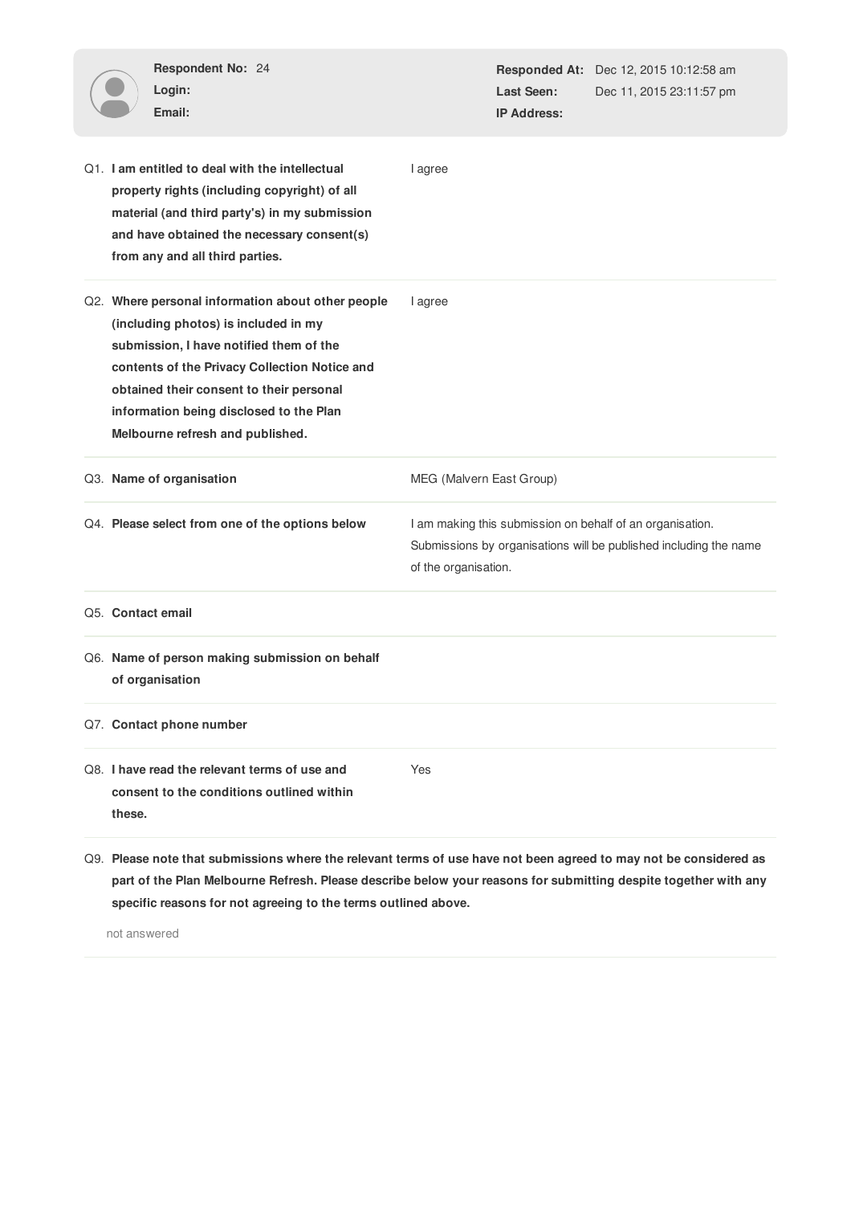**Respondent No:** 24
**Login:**
**Email:**

**Responded At:** Dec 12, 2015 10:12:58 am
**Last Seen:** Dec 11, 2015 23:11:57 pm
**IP Address:**

| | Question | Answer |
|---|---|---|
| Q1. | **I am entitled to deal with the intellectual property rights (including copyright) of all material (and third party's) in my submission and have obtained the necessary consent(s) from any and all third parties.** | I agree |
| Q2. | **Where personal information about other people (including photos) is included in my submission, I have notified them of the contents of the Privacy Collection Notice and obtained their consent to their personal information being disclosed to the Plan Melbourne refresh and published.** | I agree |
| Q3. | **Name of organisation** | MEG (Malvern East Group) |
| Q4. | **Please select from one of the options below** | I am making this submission on behalf of an organisation. Submissions by organisations will be published including the name of the organisation. |
| Q5. | **Contact email** | |
| Q6. | **Name of person making submission on behalf of organisation** | |
| Q7. | **Contact phone number** | |
| Q8. | **I have read the relevant terms of use and consent to the conditions outlined within these.** | Yes |

Q9. **Please note that submissions where the relevant terms of use have not been agreed to may not be considered as part of the Plan Melbourne Refresh. Please describe below your reasons for submitting despite together with any specific reasons for not agreeing to the terms outlined above.**

not answered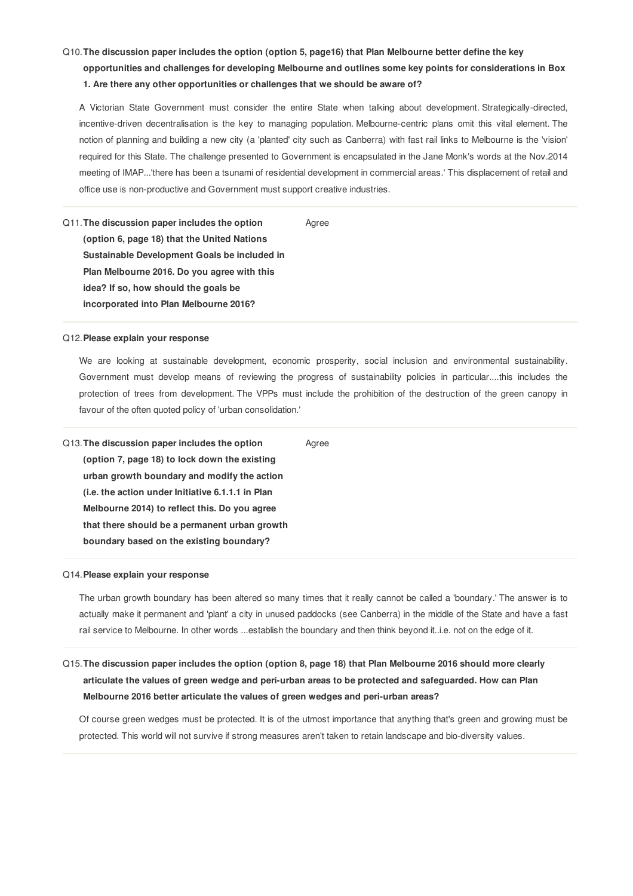Q10. **The discussion paper includes the option (option 5, page16) that Plan Melbourne better define the key opportunities and challenges for developing Melbourne and outlines some key points for considerations in Box 1. Are there any other opportunities or challenges that we should be aware of?**

A Victorian State Government must consider the entire State when talking about development. Strategically-directed, incentive-driven decentralisation is the key to managing population. Melbourne-centric plans omit this vital element. The notion of planning and building a new city (a 'planted' city such as Canberra) with fast rail links to Melbourne is the 'vision' required for this State. The challenge presented to Government is encapsulated in the Jane Monk's words at the Nov.2014 meeting of IMAP...'there has been a tsunami of residential development in commercial areas.' This displacement of retail and office use is non-productive and Government must support creative industries.

---

Q11. **The discussion paper includes the option (option 6, page 18) that the United Nations Sustainable Development Goals be included in Plan Melbourne 2016. Do you agree with this idea? If so, how should the goals be incorporated into Plan Melbourne 2016?**

Agree

---

Q12. **Please explain your response**

We are looking at sustainable development, economic prosperity, social inclusion and environmental sustainability. Government must develop means of reviewing the progress of sustainability policies in particular....this includes the protection of trees from development. The VPPs must include the prohibition of the destruction of the green canopy in favour of the often quoted policy of 'urban consolidation.'

---

Q13. **The discussion paper includes the option (option 7, page 18) to lock down the existing urban growth boundary and modify the action (i.e. the action under Initiative 6.1.1.1 in Plan Melbourne 2014) to reflect this. Do you agree that there should be a permanent urban growth boundary based on the existing boundary?**

Agree

---

Q14. **Please explain your response**

The urban growth boundary has been altered so many times that it really cannot be called a 'boundary.' The answer is to actually make it permanent and 'plant' a city in unused paddocks (see Canberra) in the middle of the State and have a fast rail service to Melbourne. In other words ...establish the boundary and then think beyond it..i.e. not on the edge of it.

---

Q15. **The discussion paper includes the option (option 8, page 18) that Plan Melbourne 2016 should more clearly articulate the values of green wedge and peri-urban areas to be protected and safeguarded. How can Plan Melbourne 2016 better articulate the values of green wedges and peri-urban areas?**

Of course green wedges must be protected. It is of the utmost importance that anything that's green and growing must be protected. This world will not survive if strong measures aren't taken to retain landscape and bio-diversity values.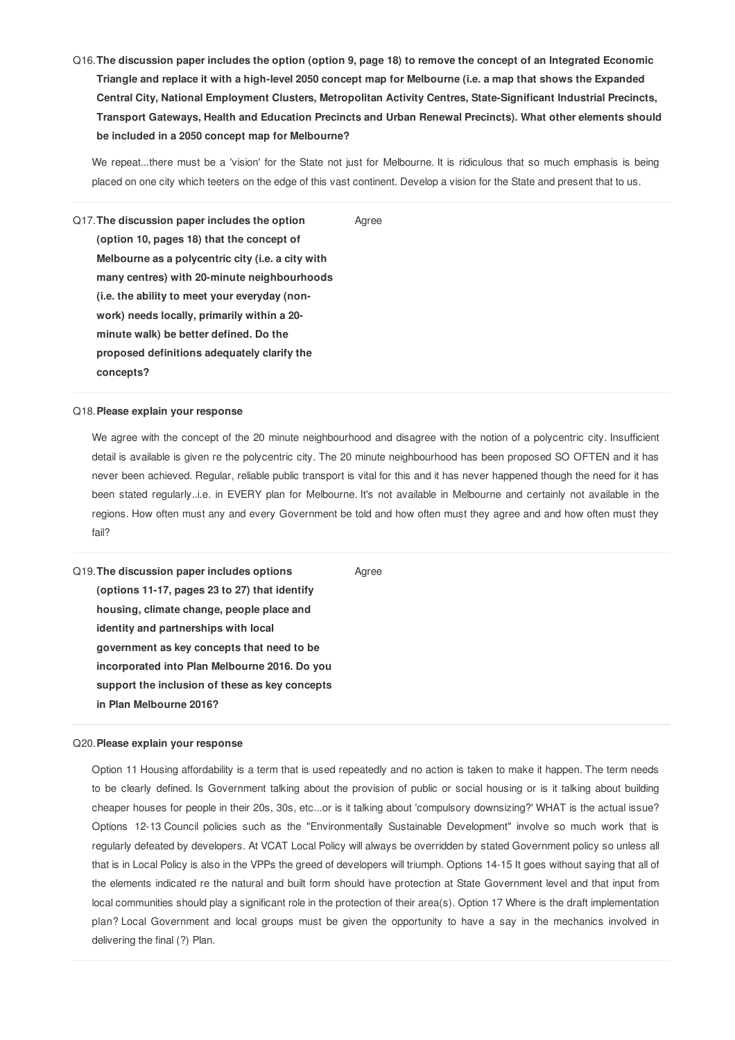Q16. **The discussion paper includes the option (option 9, page 18) to remove the concept of an Integrated Economic Triangle and replace it with a high-level 2050 concept map for Melbourne (i.e. a map that shows the Expanded Central City, National Employment Clusters, Metropolitan Activity Centres, State-Significant Industrial Precincts, Transport Gateways, Health and Education Precincts and Urban Renewal Precincts). What other elements should be included in a 2050 concept map for Melbourne?**

We repeat...there must be a 'vision' for the State not just for Melbourne. It is ridiculous that so much emphasis is being placed on one city which teeters on the edge of this vast continent. Develop a vision for the State and present that to us.

---

Q17. **The discussion paper includes the option (option 10, pages 18) that the concept of Melbourne as a polycentric city (i.e. a city with many centres) with 20-minute neighbourhoods (i.e. the ability to meet your everyday (non-work) needs locally, primarily within a 20-minute walk) be better defined. Do the proposed definitions adequately clarify the concepts?**

Agree

---

Q18. **Please explain your response**

We agree with the concept of the 20 minute neighbourhood and disagree with the notion of a polycentric city. Insufficient detail is available is given re the polycentric city. The 20 minute neighbourhood has been proposed SO OFTEN and it has never been achieved. Regular, reliable public transport is vital for this and it has never happened though the need for it has been stated regularly..i.e. in EVERY plan for Melbourne. It's not available in Melbourne and certainly not available in the regions. How often must any and every Government be told and how often must they agree and and how often must they fail?

---

Q19. **The discussion paper includes options (options 11-17, pages 23 to 27) that identify housing, climate change, people place and identity and partnerships with local government as key concepts that need to be incorporated into Plan Melbourne 2016. Do you support the inclusion of these as key concepts in Plan Melbourne 2016?**

Agree

---

Q20. **Please explain your response**

Option 11 Housing affordability is a term that is used repeatedly and no action is taken to make it happen. The term needs to be clearly defined. Is Government talking about the provision of public or social housing or is it talking about building cheaper houses for people in their 20s, 30s, etc...or is it talking about 'compulsory downsizing?' WHAT is the actual issue? Options 12-13 Council policies such as the "Environmentally Sustainable Development" involve so much work that is regularly defeated by developers. At VCAT Local Policy will always be overridden by stated Government policy so unless all that is in Local Policy is also in the VPPs the greed of developers will triumph. Options 14-15 It goes without saying that all of the elements indicated re the natural and built form should have protection at State Government level and that input from local communities should play a significant role in the protection of their area(s). Option 17 Where is the draft implementation plan? Local Government and local groups must be given the opportunity to have a say in the mechanics involved in delivering the final (?) Plan.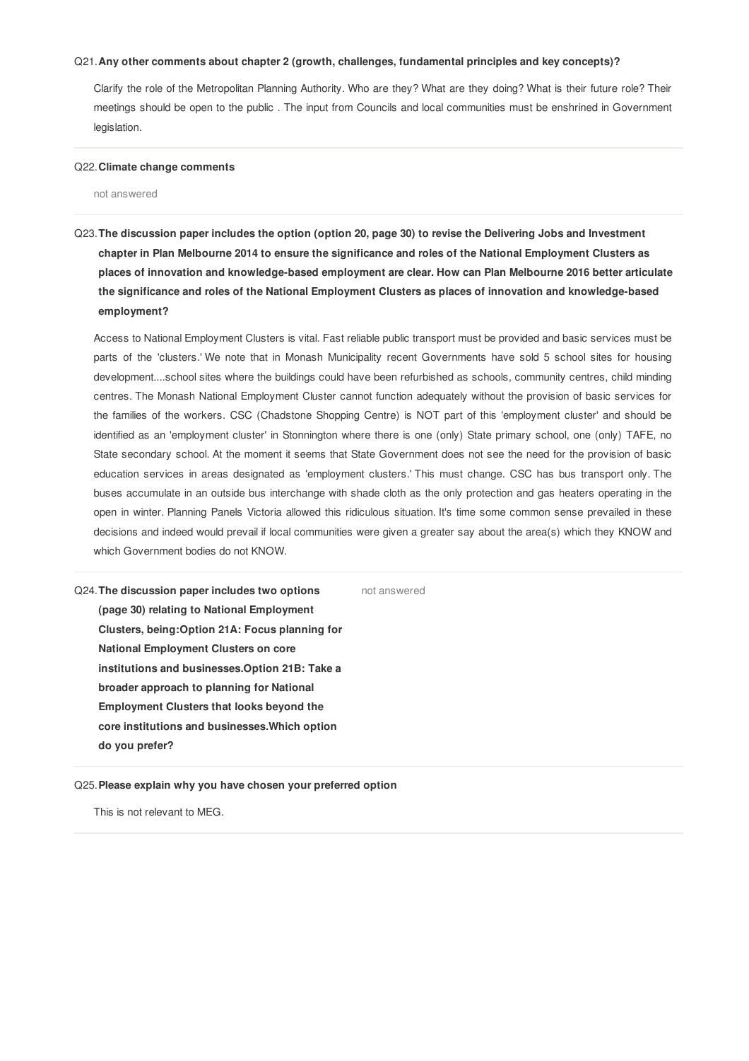Q21. **Any other comments about chapter 2 (growth, challenges, fundamental principles and key concepts)?**

Clarify the role of the Metropolitan Planning Authority. Who are they? What are they doing? What is their future role? Their meetings should be open to the public . The input from Councils and local communities must be enshrined in Government legislation.

---

Q22. **Climate change comments**

not answered

---

Q23. **The discussion paper includes the option (option 20, page 30) to revise the Delivering Jobs and Investment chapter in Plan Melbourne 2014 to ensure the significance and roles of the National Employment Clusters as places of innovation and knowledge-based employment are clear. How can Plan Melbourne 2016 better articulate the significance and roles of the National Employment Clusters as places of innovation and knowledge-based employment?**

Access to National Employment Clusters is vital. Fast reliable public transport must be provided and basic services must be parts of the 'clusters.' We note that in Monash Municipality recent Governments have sold 5 school sites for housing development....school sites where the buildings could have been refurbished as schools, community centres, child minding centres. The Monash National Employment Cluster cannot function adequately without the provision of basic services for the families of the workers. CSC (Chadstone Shopping Centre) is NOT part of this 'employment cluster' and should be identified as an 'employment cluster' in Stonnington where there is one (only) State primary school, one (only) TAFE, no State secondary school. At the moment it seems that State Government does not see the need for the provision of basic education services in areas designated as 'employment clusters.' This must change. CSC has bus transport only. The buses accumulate in an outside bus interchange with shade cloth as the only protection and gas heaters operating in the open in winter. Planning Panels Victoria allowed this ridiculous situation. It's time some common sense prevailed in these decisions and indeed would prevail if local communities were given a greater say about the area(s) which they KNOW and which Government bodies do not KNOW.

---

Q24. **The discussion paper includes two options (page 30) relating to National Employment Clusters, being:Option 21A: Focus planning for National Employment Clusters on core institutions and businesses.Option 21B: Take a broader approach to planning for National Employment Clusters that looks beyond the core institutions and businesses.Which option do you prefer?**

not answered

---

Q25. **Please explain why you have chosen your preferred option**

This is not relevant to MEG.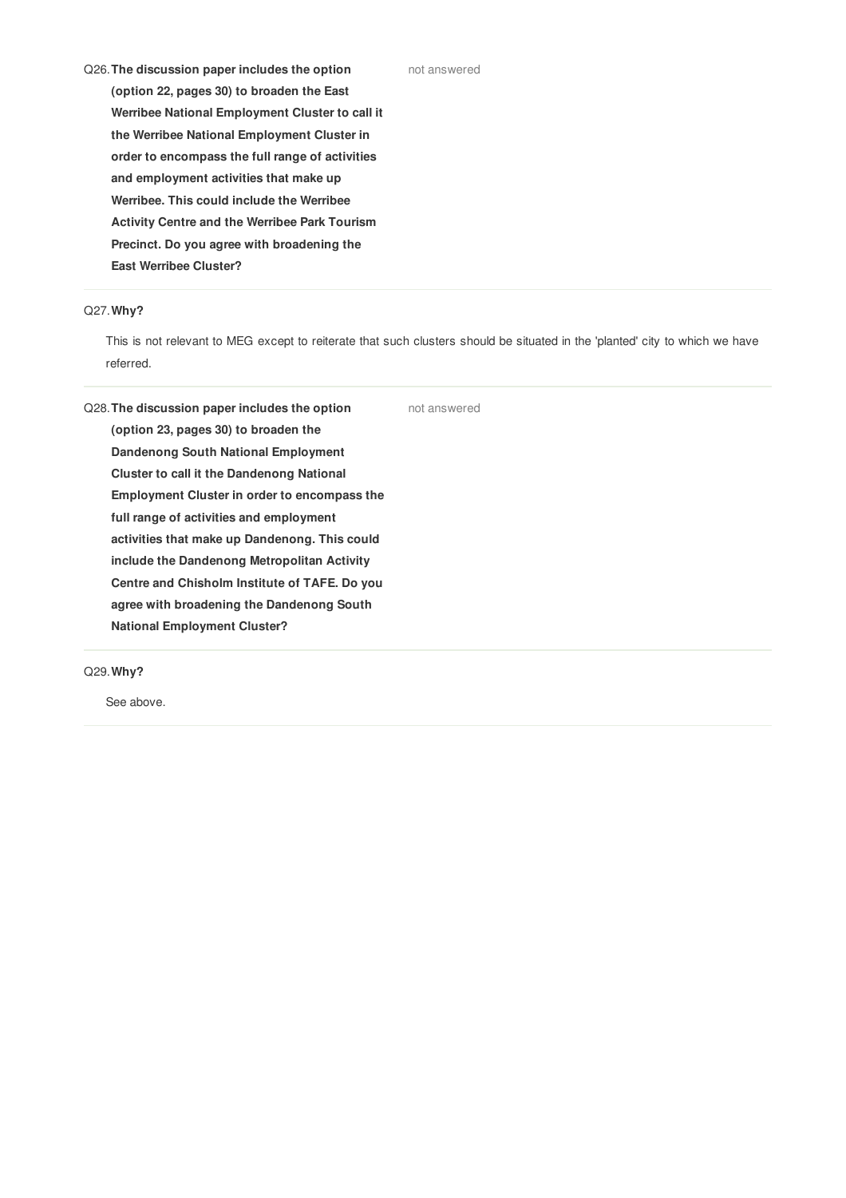Q26. **The discussion paper includes the option (option 22, pages 30) to broaden the East Werribee National Employment Cluster to call it the Werribee National Employment Cluster in order to encompass the full range of activities and employment activities that make up Werribee. This could include the Werribee Activity Centre and the Werribee Park Tourism Precinct. Do you agree with broadening the East Werribee Cluster?**

not answered

Q27. **Why?**

This is not relevant to MEG except to reiterate that such clusters should be situated in the 'planted' city to which we have referred.

Q28. **The discussion paper includes the option (option 23, pages 30) to broaden the Dandenong South National Employment Cluster to call it the Dandenong National Employment Cluster in order to encompass the full range of activities and employment activities that make up Dandenong. This could include the Dandenong Metropolitan Activity Centre and Chisholm Institute of TAFE. Do you agree with broadening the Dandenong South National Employment Cluster?**

not answered

Q29. **Why?**

See above.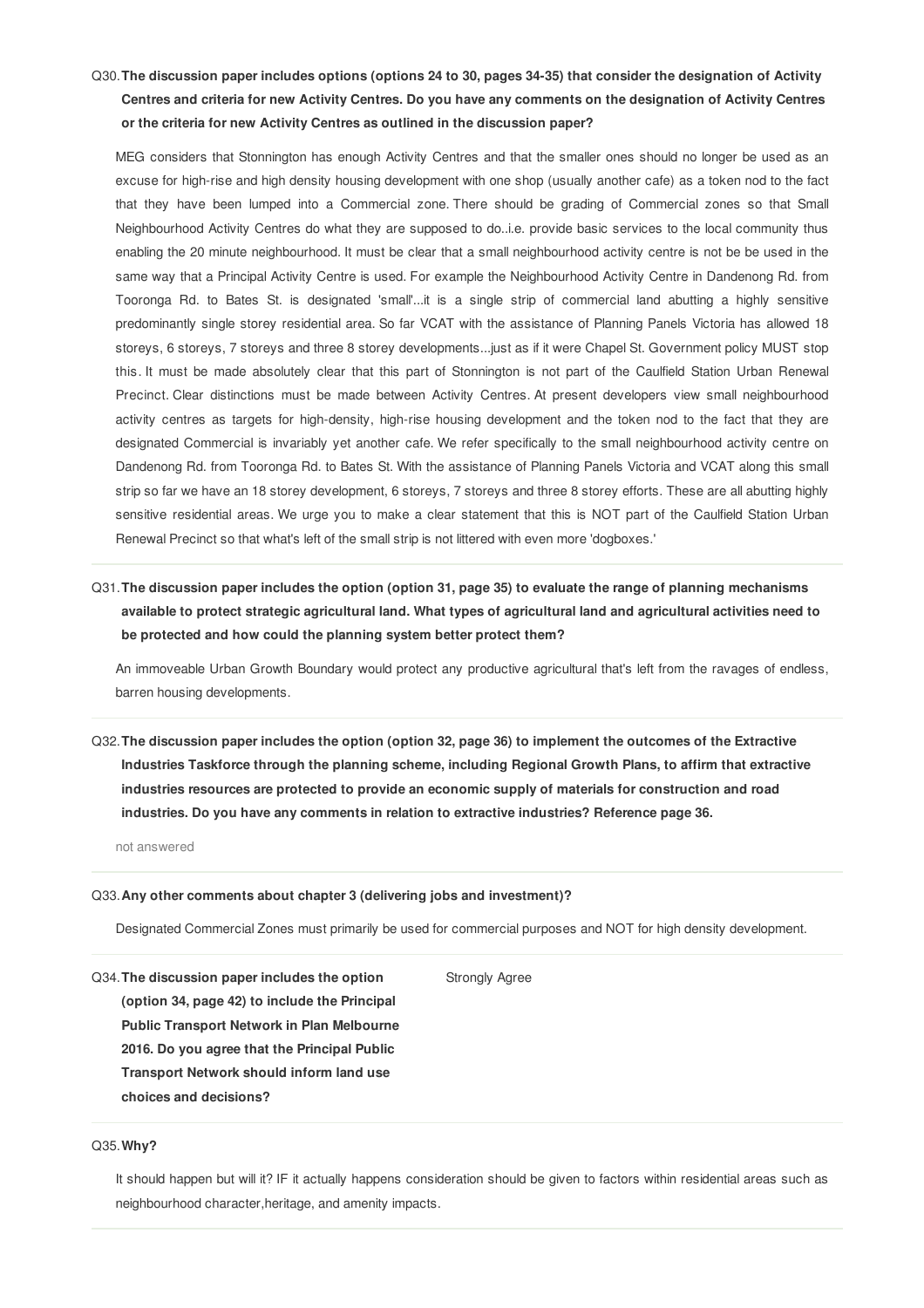Q30. **The discussion paper includes options (options 24 to 30, pages 34-35) that consider the designation of Activity Centres and criteria for new Activity Centres. Do you have any comments on the designation of Activity Centres or the criteria for new Activity Centres as outlined in the discussion paper?**

MEG considers that Stonnington has enough Activity Centres and that the smaller ones should no longer be used as an excuse for high-rise and high density housing development with one shop (usually another cafe) as a token nod to the fact that they have been lumped into a Commercial zone. There should be grading of Commercial zones so that Small Neighbourhood Activity Centres do what they are supposed to do..i.e. provide basic services to the local community thus enabling the 20 minute neighbourhood. It must be clear that a small neighbourhood activity centre is not be be used in the same way that a Principal Activity Centre is used. For example the Neighbourhood Activity Centre in Dandenong Rd. from Tooronga Rd. to Bates St. is designated 'small'...it is a single strip of commercial land abutting a highly sensitive predominantly single storey residential area. So far VCAT with the assistance of Planning Panels Victoria has allowed 18 storeys, 6 storeys, 7 storeys and three 8 storey developments...just as if it were Chapel St. Government policy MUST stop this. It must be made absolutely clear that this part of Stonnington is not part of the Caulfield Station Urban Renewal Precinct. Clear distinctions must be made between Activity Centres. At present developers view small neighbourhood activity centres as targets for high-density, high-rise housing development and the token nod to the fact that they are designated Commercial is invariably yet another cafe. We refer specifically to the small neighbourhood activity centre on Dandenong Rd. from Tooronga Rd. to Bates St. With the assistance of Planning Panels Victoria and VCAT along this small strip so far we have an 18 storey development, 6 storeys, 7 storeys and three 8 storey efforts. These are all abutting highly sensitive residential areas. We urge you to make a clear statement that this is NOT part of the Caulfield Station Urban Renewal Precinct so that what's left of the small strip is not littered with even more 'dogboxes.'

Q31. **The discussion paper includes the option (option 31, page 35) to evaluate the range of planning mechanisms available to protect strategic agricultural land. What types of agricultural land and agricultural activities need to be protected and how could the planning system better protect them?**

An immoveable Urban Growth Boundary would protect any productive agricultural that's left from the ravages of endless, barren housing developments.

Q32. **The discussion paper includes the option (option 32, page 36) to implement the outcomes of the Extractive Industries Taskforce through the planning scheme, including Regional Growth Plans, to affirm that extractive industries resources are protected to provide an economic supply of materials for construction and road industries. Do you have any comments in relation to extractive industries? Reference page 36.**

not answered

Q33. **Any other comments about chapter 3 (delivering jobs and investment)?**

Designated Commercial Zones must primarily be used for commercial purposes and NOT for high density development.

Q34. **The discussion paper includes the option (option 34, page 42) to include the Principal Public Transport Network in Plan Melbourne 2016. Do you agree that the Principal Public Transport Network should inform land use choices and decisions?**

Strongly Agree

Q35. **Why?**

It should happen but will it? IF it actually happens consideration should be given to factors within residential areas such as neighbourhood character,heritage, and amenity impacts.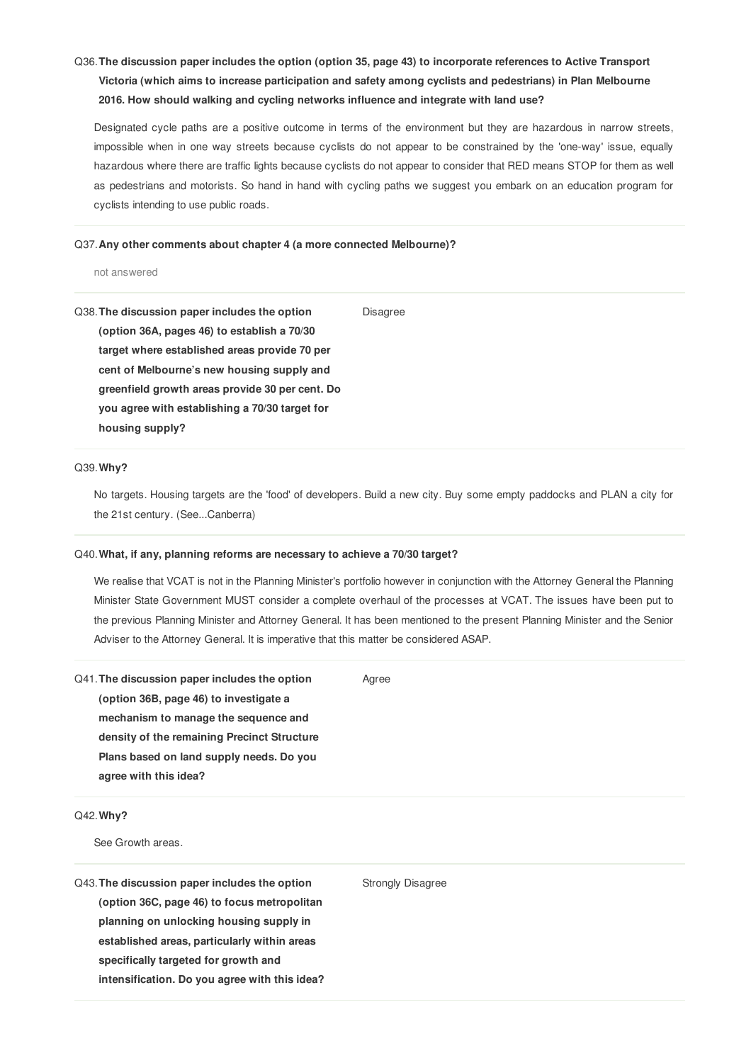Q36. **The discussion paper includes the option (option 35, page 43) to incorporate references to Active Transport Victoria (which aims to increase participation and safety among cyclists and pedestrians) in Plan Melbourne 2016. How should walking and cycling networks influence and integrate with land use?**

Designated cycle paths are a positive outcome in terms of the environment but they are hazardous in narrow streets, impossible when in one way streets because cyclists do not appear to be constrained by the 'one-way' issue, equally hazardous where there are traffic lights because cyclists do not appear to consider that RED means STOP for them as well as pedestrians and motorists. So hand in hand with cycling paths we suggest you embark on an education program for cyclists intending to use public roads.

---

Q37. **Any other comments about chapter 4 (a more connected Melbourne)?**

not answered

---

| Question | Response |
| --- | --- |
| Q38. **The discussion paper includes the option (option 36A, pages 46) to establish a 70/30 target where established areas provide 70 per cent of Melbourne's new housing supply and greenfield growth areas provide 30 per cent. Do you agree with establishing a 70/30 target for housing supply?** | Disagree |

---

Q39. **Why?**

No targets. Housing targets are the 'food' of developers. Build a new city. Buy some empty paddocks and PLAN a city for the 21st century. (See...Canberra)

---

Q40. **What, if any, planning reforms are necessary to achieve a 70/30 target?**

We realise that VCAT is not in the Planning Minister's portfolio however in conjunction with the Attorney General the Planning Minister State Government MUST consider a complete overhaul of the processes at VCAT. The issues have been put to the previous Planning Minister and Attorney General. It has been mentioned to the present Planning Minister and the Senior Adviser to the Attorney General. It is imperative that this matter be considered ASAP.

---

| Question | Response |
| --- | --- |
| Q41. **The discussion paper includes the option (option 36B, page 46) to investigate a mechanism to manage the sequence and density of the remaining Precinct Structure Plans based on land supply needs. Do you agree with this idea?** | Agree |

---

Q42. **Why?**

See Growth areas.

---

| Question | Response |
| --- | --- |
| Q43. **The discussion paper includes the option (option 36C, page 46) to focus metropolitan planning on unlocking housing supply in established areas, particularly within areas specifically targeted for growth and intensification. Do you agree with this idea?** | Strongly Disagree |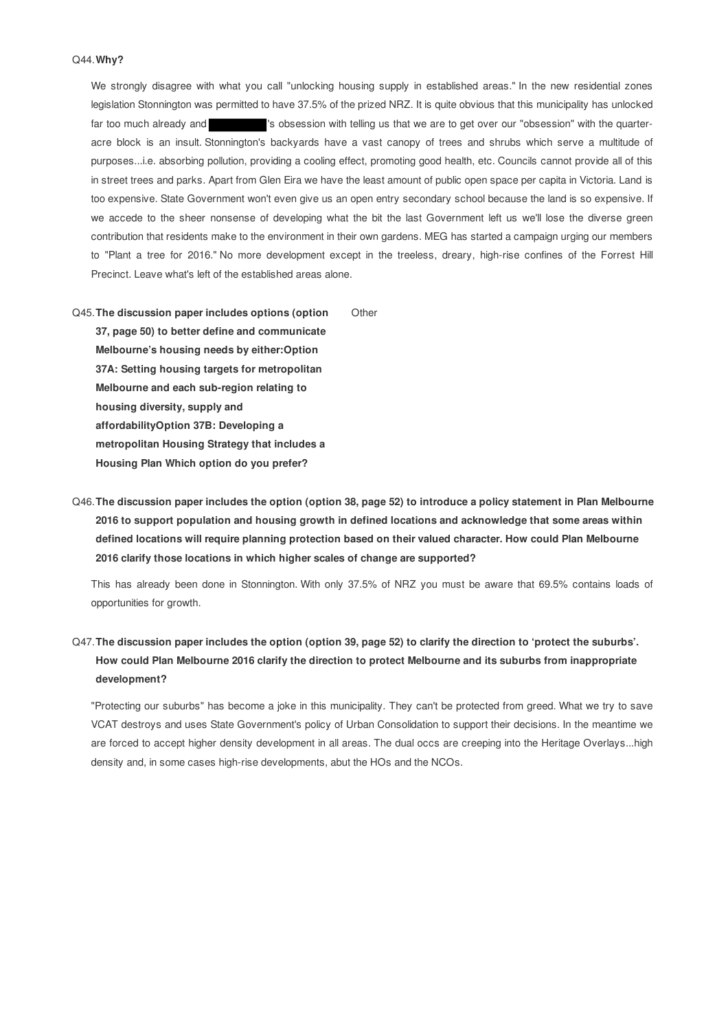Q44. **Why?**

We strongly disagree with what you call "unlocking housing supply in established areas." In the new residential zones legislation Stonnington was permitted to have 37.5% of the prized NRZ. It is quite obvious that this municipality has unlocked far too much already and ██████'s obsession with telling us that we are to get over our "obsession" with the quarter-acre block is an insult. Stonnington's backyards have a vast canopy of trees and shrubs which serve a multitude of purposes...i.e. absorbing pollution, providing a cooling effect, promoting good health, etc. Councils cannot provide all of this in street trees and parks. Apart from Glen Eira we have the least amount of public open space per capita in Victoria. Land is too expensive. State Government won't even give us an open entry secondary school because the land is so expensive. If we accede to the sheer nonsense of developing what the bit the last Government left us we'll lose the diverse green contribution that residents make to the environment in their own gardens. MEG has started a campaign urging our members to "Plant a tree for 2016." No more development except in the treeless, dreary, high-rise confines of the Forrest Hill Precinct. Leave what's left of the established areas alone.

Q45. **The discussion paper includes options (option 37, page 50) to better define and communicate Melbourne's housing needs by either:Option 37A: Setting housing targets for metropolitan Melbourne and each sub-region relating to housing diversity, supply and affordabilityOption 37B: Developing a metropolitan Housing Strategy that includes a Housing Plan Which option do you prefer?**

Other

Q46. **The discussion paper includes the option (option 38, page 52) to introduce a policy statement in Plan Melbourne 2016 to support population and housing growth in defined locations and acknowledge that some areas within defined locations will require planning protection based on their valued character. How could Plan Melbourne 2016 clarify those locations in which higher scales of change are supported?**

This has already been done in Stonnington. With only 37.5% of NRZ you must be aware that 69.5% contains loads of opportunities for growth.

Q47. **The discussion paper includes the option (option 39, page 52) to clarify the direction to 'protect the suburbs'. How could Plan Melbourne 2016 clarify the direction to protect Melbourne and its suburbs from inappropriate development?**

"Protecting our suburbs" has become a joke in this municipality. They can't be protected from greed. What we try to save VCAT destroys and uses State Government's policy of Urban Consolidation to support their decisions. In the meantime we are forced to accept higher density development in all areas. The dual occs are creeping into the Heritage Overlays...high density and, in some cases high-rise developments, abut the HOs and the NCOs.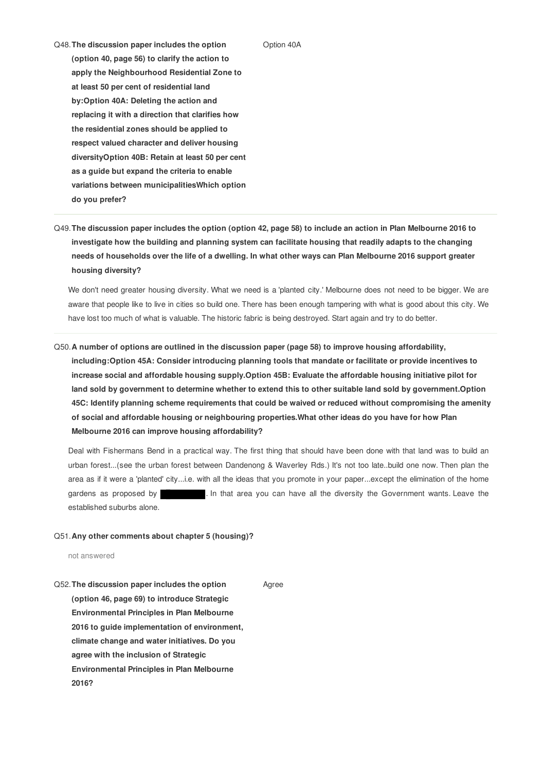Q48. **The discussion paper includes the option (option 40, page 56) to clarify the action to apply the Neighbourhood Residential Zone to at least 50 per cent of residential land by:Option 40A: Deleting the action and replacing it with a direction that clarifies how the residential zones should be applied to respect valued character and deliver housing diversityOption 40B: Retain at least 50 per cent as a guide but expand the criteria to enable variations between municipalitiesWhich option do you prefer?**

Option 40A

---

Q49. **The discussion paper includes the option (option 42, page 58) to include an action in Plan Melbourne 2016 to investigate how the building and planning system can facilitate housing that readily adapts to the changing needs of households over the life of a dwelling. In what other ways can Plan Melbourne 2016 support greater housing diversity?**

We don't need greater housing diversity. What we need is a 'planted city.' Melbourne does not need to be bigger. We are aware that people like to live in cities so build one. There has been enough tampering with what is good about this city. We have lost too much of what is valuable. The historic fabric is being destroyed. Start again and try to do better.

---

Q50. **A number of options are outlined in the discussion paper (page 58) to improve housing affordability, including:Option 45A: Consider introducing planning tools that mandate or facilitate or provide incentives to increase social and affordable housing supply.Option 45B: Evaluate the affordable housing initiative pilot for land sold by government to determine whether to extend this to other suitable land sold by government.Option 45C: Identify planning scheme requirements that could be waived or reduced without compromising the amenity of social and affordable housing or neighbouring properties.What other ideas do you have for how Plan Melbourne 2016 can improve housing affordability?**

Deal with Fishermans Bend in a practical way. The first thing that should have been done with that land was to build an urban forest...(see the urban forest between Dandenong & Waverley Rds.) It's not too late..build one now. Then plan the area as if it were a 'planted' city...i.e. with all the ideas that you promote in your paper...except the elimination of the home gardens as proposed by ██████. In that area you can have all the diversity the Government wants. Leave the established suburbs alone.

Q51. **Any other comments about chapter 5 (housing)?**

not answered

Q52. **The discussion paper includes the option (option 46, page 69) to introduce Strategic Environmental Principles in Plan Melbourne 2016 to guide implementation of environment, climate change and water initiatives. Do you agree with the inclusion of Strategic Environmental Principles in Plan Melbourne 2016?**

Agree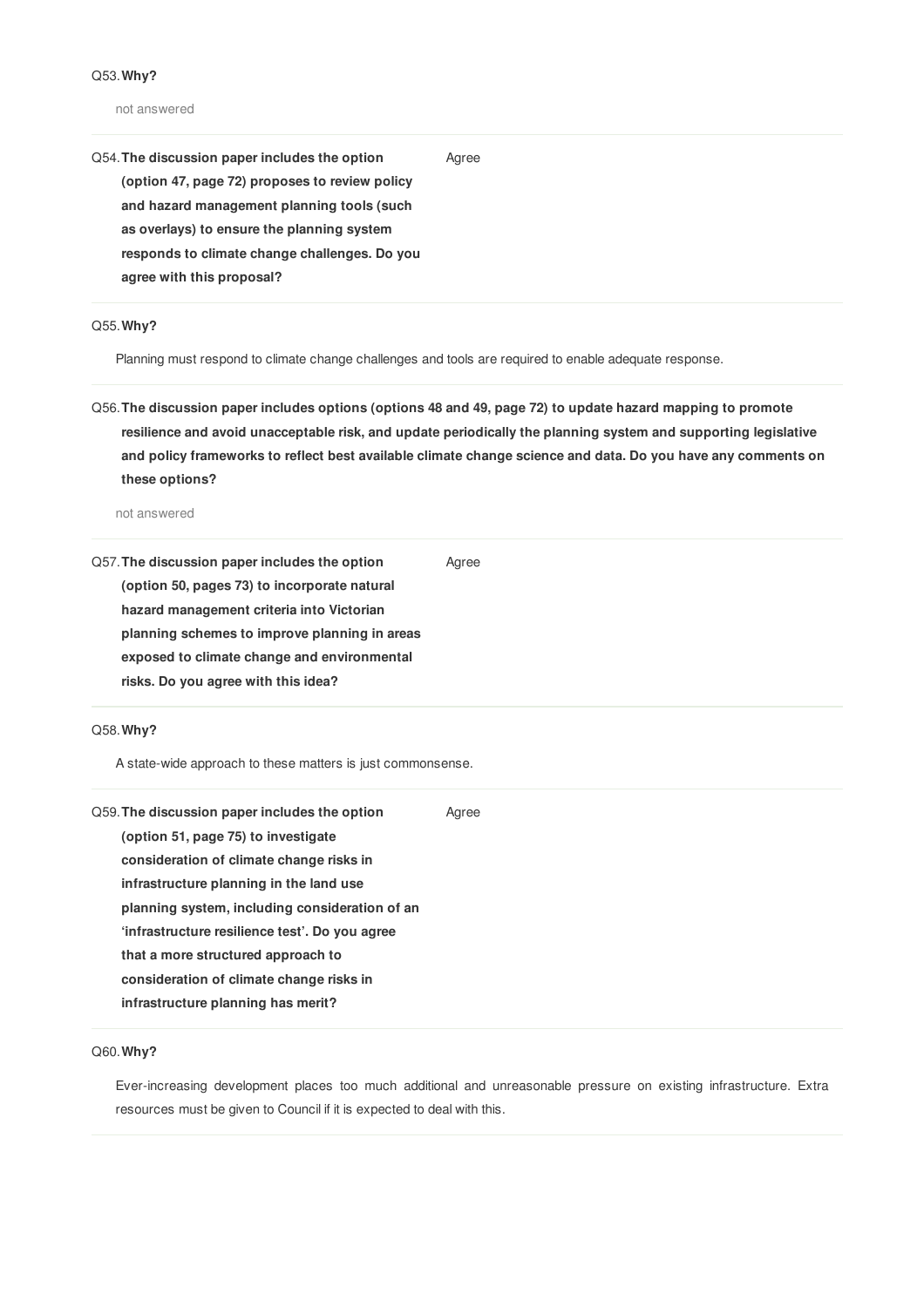Q53. **Why?**

not answered

---

Q54. **The discussion paper includes the option (option 47, page 72) proposes to review policy and hazard management planning tools (such as overlays) to ensure the planning system responds to climate change challenges. Do you agree with this proposal?**

Agree

---

Q55. **Why?**

Planning must respond to climate change challenges and tools are required to enable adequate response.

---

Q56. **The discussion paper includes options (options 48 and 49, page 72) to update hazard mapping to promote resilience and avoid unacceptable risk, and update periodically the planning system and supporting legislative and policy frameworks to reflect best available climate change science and data. Do you have any comments on these options?**

not answered

---

Q57. **The discussion paper includes the option (option 50, pages 73) to incorporate natural hazard management criteria into Victorian planning schemes to improve planning in areas exposed to climate change and environmental risks. Do you agree with this idea?**

Agree

---

Q58. **Why?**

A state-wide approach to these matters is just commonsense.

---

Q59. **The discussion paper includes the option (option 51, page 75) to investigate consideration of climate change risks in infrastructure planning in the land use planning system, including consideration of an 'infrastructure resilience test'. Do you agree that a more structured approach to consideration of climate change risks in infrastructure planning has merit?**

Agree

---

Q60. **Why?**

Ever-increasing development places too much additional and unreasonable pressure on existing infrastructure. Extra resources must be given to Council if it is expected to deal with this.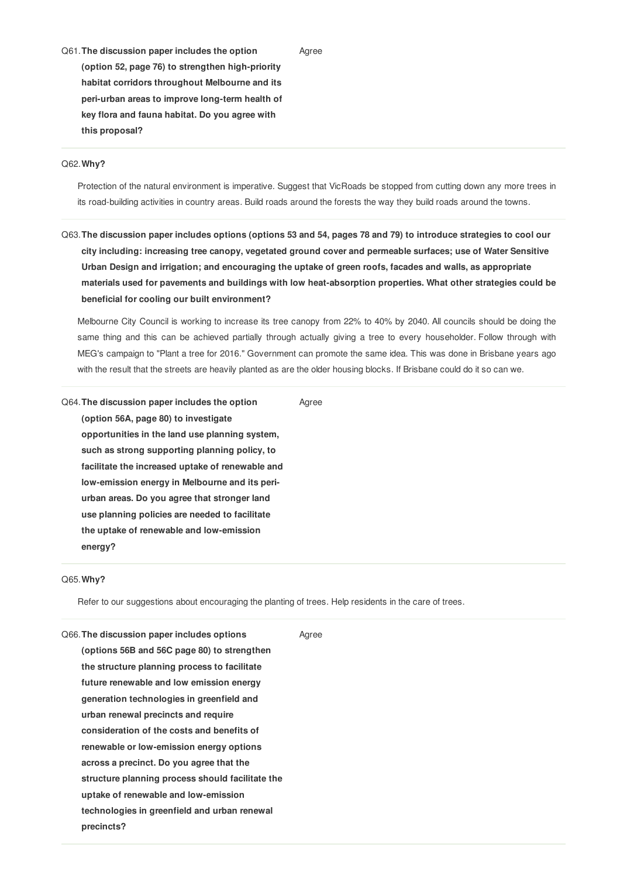Q61. **The discussion paper includes the option (option 52, page 76) to strengthen high-priority habitat corridors throughout Melbourne and its peri-urban areas to improve long-term health of key flora and fauna habitat. Do you agree with this proposal?**

Agree

Q62. **Why?**

Protection of the natural environment is imperative. Suggest that VicRoads be stopped from cutting down any more trees in its road-building activities in country areas. Build roads around the forests the way they build roads around the towns.

Q63. **The discussion paper includes options (options 53 and 54, pages 78 and 79) to introduce strategies to cool our city including: increasing tree canopy, vegetated ground cover and permeable surfaces; use of Water Sensitive Urban Design and irrigation; and encouraging the uptake of green roofs, facades and walls, as appropriate materials used for pavements and buildings with low heat-absorption properties. What other strategies could be beneficial for cooling our built environment?**

Melbourne City Council is working to increase its tree canopy from 22% to 40% by 2040. All councils should be doing the same thing and this can be achieved partially through actually giving a tree to every householder. Follow through with MEG's campaign to "Plant a tree for 2016." Government can promote the same idea. This was done in Brisbane years ago with the result that the streets are heavily planted as are the older housing blocks. If Brisbane could do it so can we.

Q64. **The discussion paper includes the option (option 56A, page 80) to investigate opportunities in the land use planning system, such as strong supporting planning policy, to facilitate the increased uptake of renewable and low-emission energy in Melbourne and its peri-urban areas. Do you agree that stronger land use planning policies are needed to facilitate the uptake of renewable and low-emission energy?**

Agree

Q65. **Why?**

Refer to our suggestions about encouraging the planting of trees. Help residents in the care of trees.

Q66. **The discussion paper includes options (options 56B and 56C page 80) to strengthen the structure planning process to facilitate future renewable and low emission energy generation technologies in greenfield and urban renewal precincts and require consideration of the costs and benefits of renewable or low-emission energy options across a precinct. Do you agree that the structure planning process should facilitate the uptake of renewable and low-emission technologies in greenfield and urban renewal precincts?**

Agree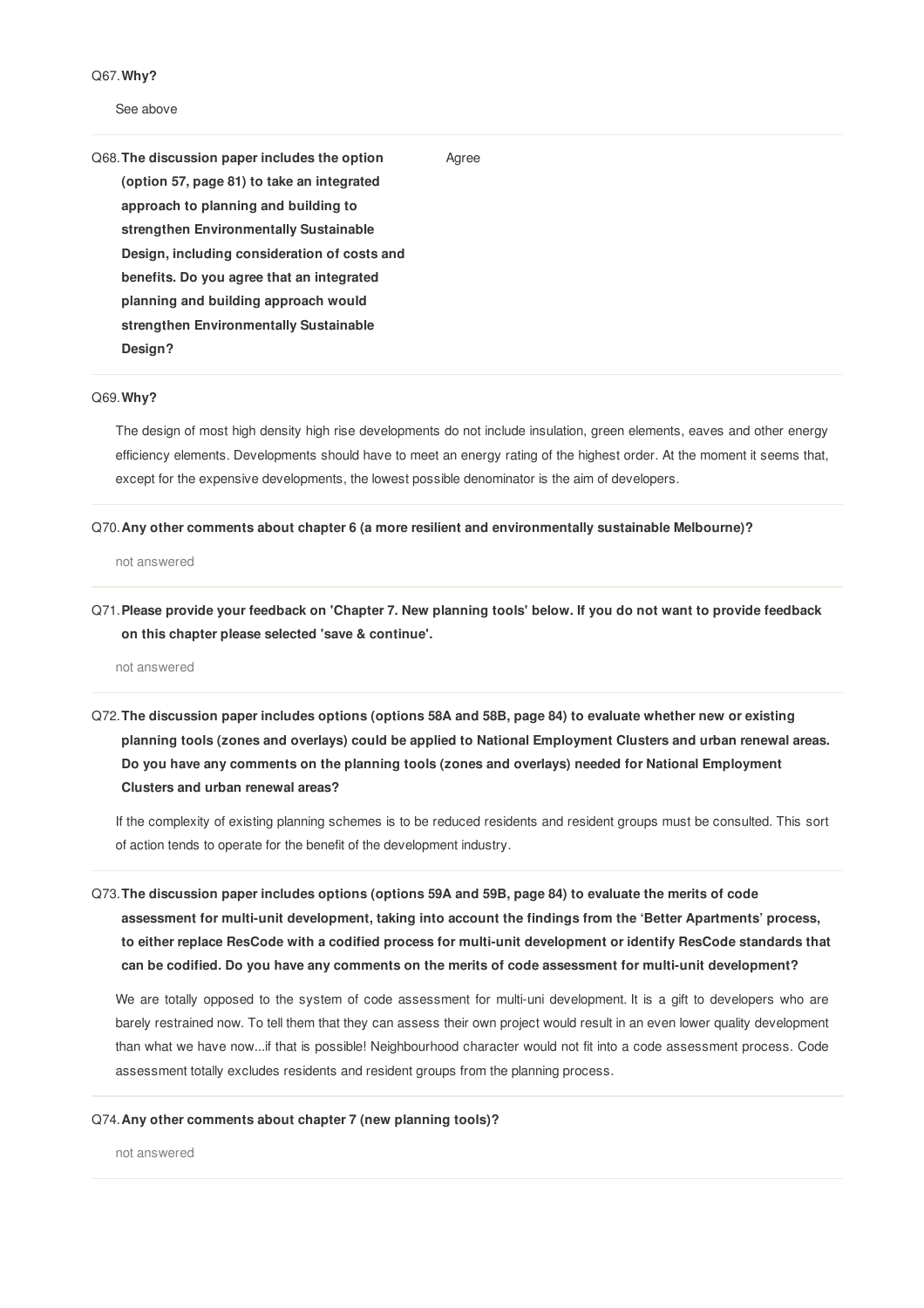Q67. **Why?**

See above

Q68. **The discussion paper includes the option (option 57, page 81) to take an integrated approach to planning and building to strengthen Environmentally Sustainable Design, including consideration of costs and benefits. Do you agree that an integrated planning and building approach would strengthen Environmentally Sustainable Design?**

Agree

Q69. **Why?**

The design of most high density high rise developments do not include insulation, green elements, eaves and other energy efficiency elements. Developments should have to meet an energy rating of the highest order. At the moment it seems that, except for the expensive developments, the lowest possible denominator is the aim of developers.

Q70. **Any other comments about chapter 6 (a more resilient and environmentally sustainable Melbourne)?**

not answered

Q71. **Please provide your feedback on 'Chapter 7. New planning tools' below. If you do not want to provide feedback on this chapter please selected 'save & continue'.**

not answered

Q72. **The discussion paper includes options (options 58A and 58B, page 84) to evaluate whether new or existing planning tools (zones and overlays) could be applied to National Employment Clusters and urban renewal areas. Do you have any comments on the planning tools (zones and overlays) needed for National Employment Clusters and urban renewal areas?**

If the complexity of existing planning schemes is to be reduced residents and resident groups must be consulted. This sort of action tends to operate for the benefit of the development industry.

Q73. **The discussion paper includes options (options 59A and 59B, page 84) to evaluate the merits of code assessment for multi-unit development, taking into account the findings from the 'Better Apartments' process, to either replace ResCode with a codified process for multi-unit development or identify ResCode standards that can be codified. Do you have any comments on the merits of code assessment for multi-unit development?**

We are totally opposed to the system of code assessment for multi-uni development. It is a gift to developers who are barely restrained now. To tell them that they can assess their own project would result in an even lower quality development than what we have now...if that is possible! Neighbourhood character would not fit into a code assessment process. Code assessment totally excludes residents and resident groups from the planning process.

Q74. **Any other comments about chapter 7 (new planning tools)?**

not answered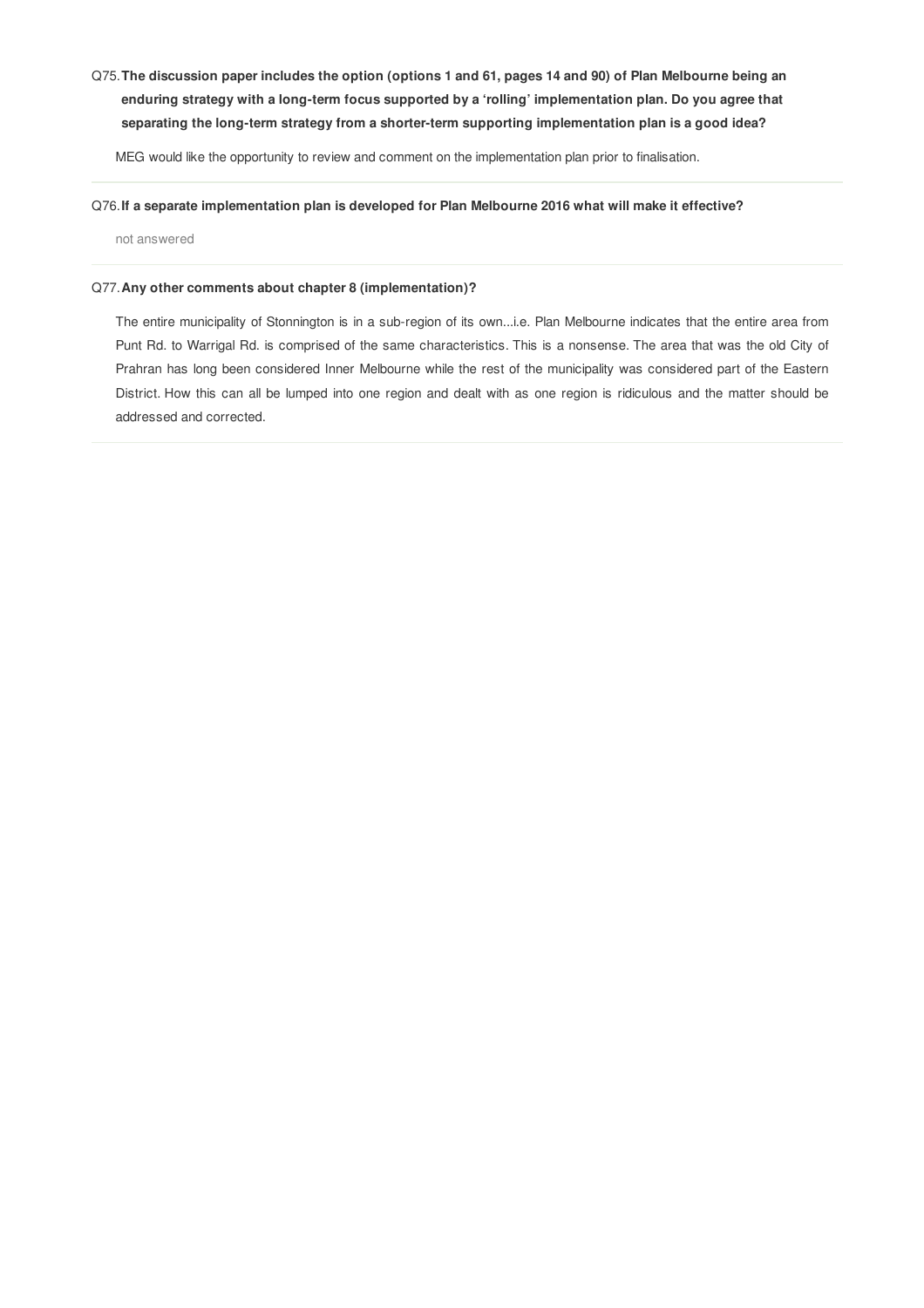Q75. **The discussion paper includes the option (options 1 and 61, pages 14 and 90) of Plan Melbourne being an enduring strategy with a long-term focus supported by a 'rolling' implementation plan. Do you agree that separating the long-term strategy from a shorter-term supporting implementation plan is a good idea?**

MEG would like the opportunity to review and comment on the implementation plan prior to finalisation.

---

Q76. **If a separate implementation plan is developed for Plan Melbourne 2016 what will make it effective?**

not answered

---

Q77. **Any other comments about chapter 8 (implementation)?**

The entire municipality of Stonnington is in a sub-region of its own...i.e. Plan Melbourne indicates that the entire area from Punt Rd. to Warrigal Rd. is comprised of the same characteristics. This is a nonsense. The area that was the old City of Prahran has long been considered Inner Melbourne while the rest of the municipality was considered part of the Eastern District. How this can all be lumped into one region and dealt with as one region is ridiculous and the matter should be addressed and corrected.

---